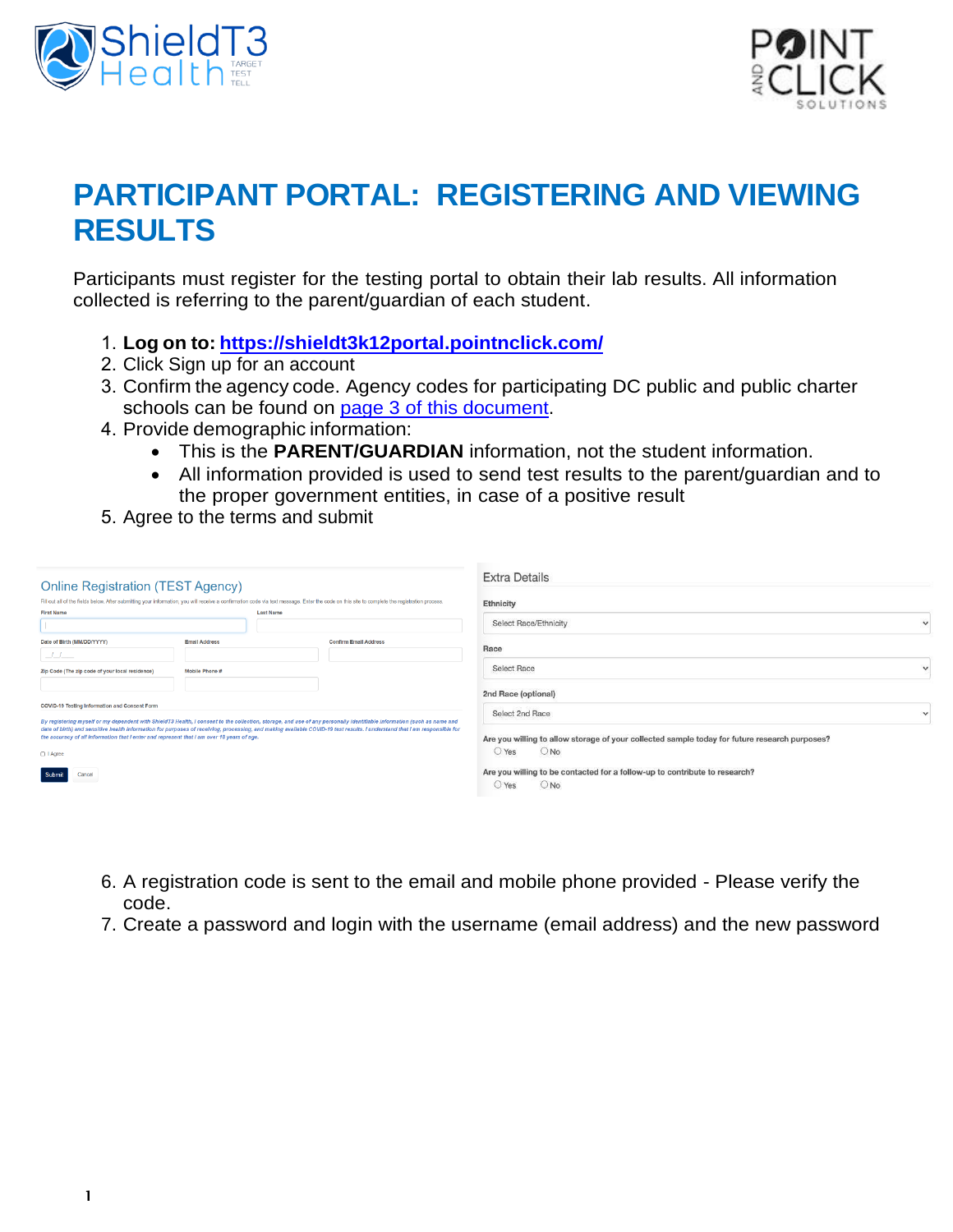# PARTICIPANT PORTAL: REGISTERING AND VIEWING RESULTS

Participants must register for the testing portal to obtain their lab results. All information collected is referring to the parent/guardian of each student.

1. **Log on to:** [https://shieldt3k12portal.pointnclick.com/](https://shieldt3k12portal.pointnclick.com/)
2. Click Sign up for an account
3. Confirm the agency code. Agency codes for participating DC public and public charter schools can be found on [page 3 of this document](#).
4. Provide demographic information:
   - This is the **PARENT/GUARDIAN** information, not the student information.
   - All information provided is used to send test results to the parent/guardian and to the proper government entities, in case of a positive result
5. Agree to the terms and submit

Online Registration (TEST Agency)

Fill out all of the fields below. After submitting your information, you will receive a confirmation code via text message. Enter the code on this site to complete the registration process.

First Name | Last Name

Date of Birth (MM/DD/YYYY) | Email Address | Confirm Email Address

Zip Code (The zip code of your local residence) | Mobile Phone #

COVID-19 Testing Information and Consent Form

*By registering myself or my dependent with ShieldT3 Health, I consent to the collection, storage, and use of any personally identifiable information (such as name and date of birth) and sensitive health information for purposes of receiving, processing, and making available COVID-19 test results. I understand that I am responsible for the accuracy of all information that I enter and represent that I am over 18 years of age.*

○ I Agree

Submit | Cancel

Extra Details

Ethnicity: Select Race/Ethnicity

Race: Select Race

2nd Race (optional): Select 2nd Race

Are you willing to allow storage of your collected sample today for future research purposes? ○ Yes ○ No

Are you willing to be contacted for a follow-up to contribute to research? ○ Yes ○ No

6. A registration code is sent to the email and mobile phone provided - Please verify the code.
7. Create a password and login with the username (email address) and the new password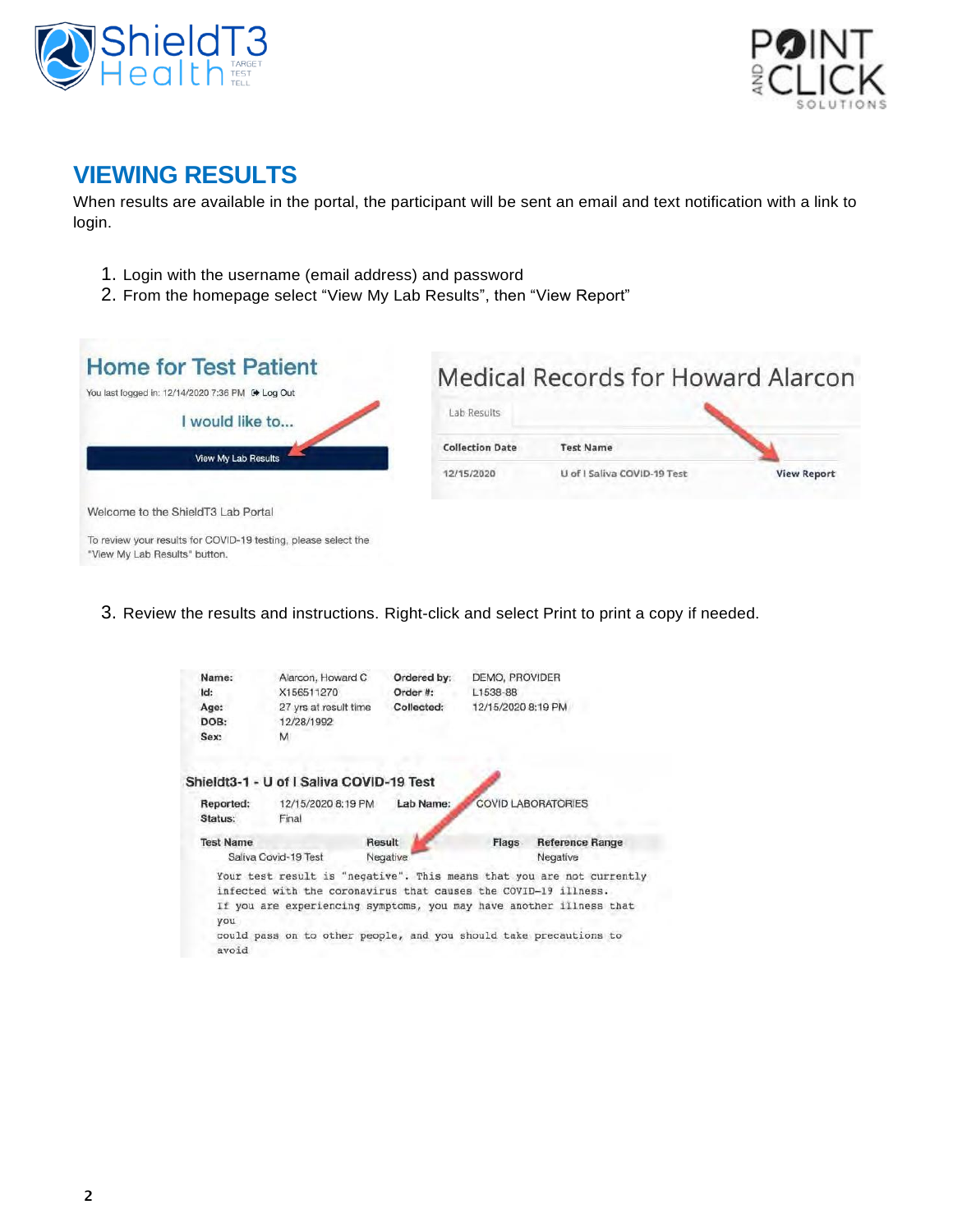## VIEWING RESULTS

When results are available in the portal, the participant will be sent an email and text notification with a link to login.

1. Login with the username (email address) and password
2. From the homepage select "View My Lab Results", then "View Report"

### Home for Test Patient

You last logged in: 12/14/2020 7:36 PM  Log Out

I would like to...

View My Lab Results

Welcome to the ShieldT3 Lab Portal

To review your results for COVID-19 testing, please select the "View My Lab Results" button.

### Medical Records for Howard Alarcon

Lab Results

| Collection Date | Test Name | |
|---|---|---|
| 12/15/2020 | U of I Saliva COVID-19 Test | View Report |

3. Review the results and instructions. Right-click and select Print to print a copy if needed.

| | | | |
|---|---|---|---|
| **Name:** | Alarcon, Howard C | **Ordered by:** | DEMO, PROVIDER |
| **Id:** | X156511270 | **Order #:** | L1538-88 |
| **Age:** | 27 yrs at result time | **Collected:** | 12/15/2020 8:19 PM |
| **DOB:** | 12/28/1992 | | |
| **Sex:** | M | | |

**Shieldt3-1 - U of I Saliva COVID-19 Test**

**Reported:** 12/15/2020 8:19 PM **Lab Name:** COVID LABORATORIES

**Status:** Final

| Test Name | Result | Flags | Reference Range |
|---|---|---|---|
| Saliva Covid-19 Test | Negative | | Negative |

```
Your test result is "negative". This means that you are not currently
infected with the coronavirus that causes the COVID-19 illness.
If you are experiencing symptoms, you may have another illness that
you
could pass on to other people, and you should take precautions to
avoid
```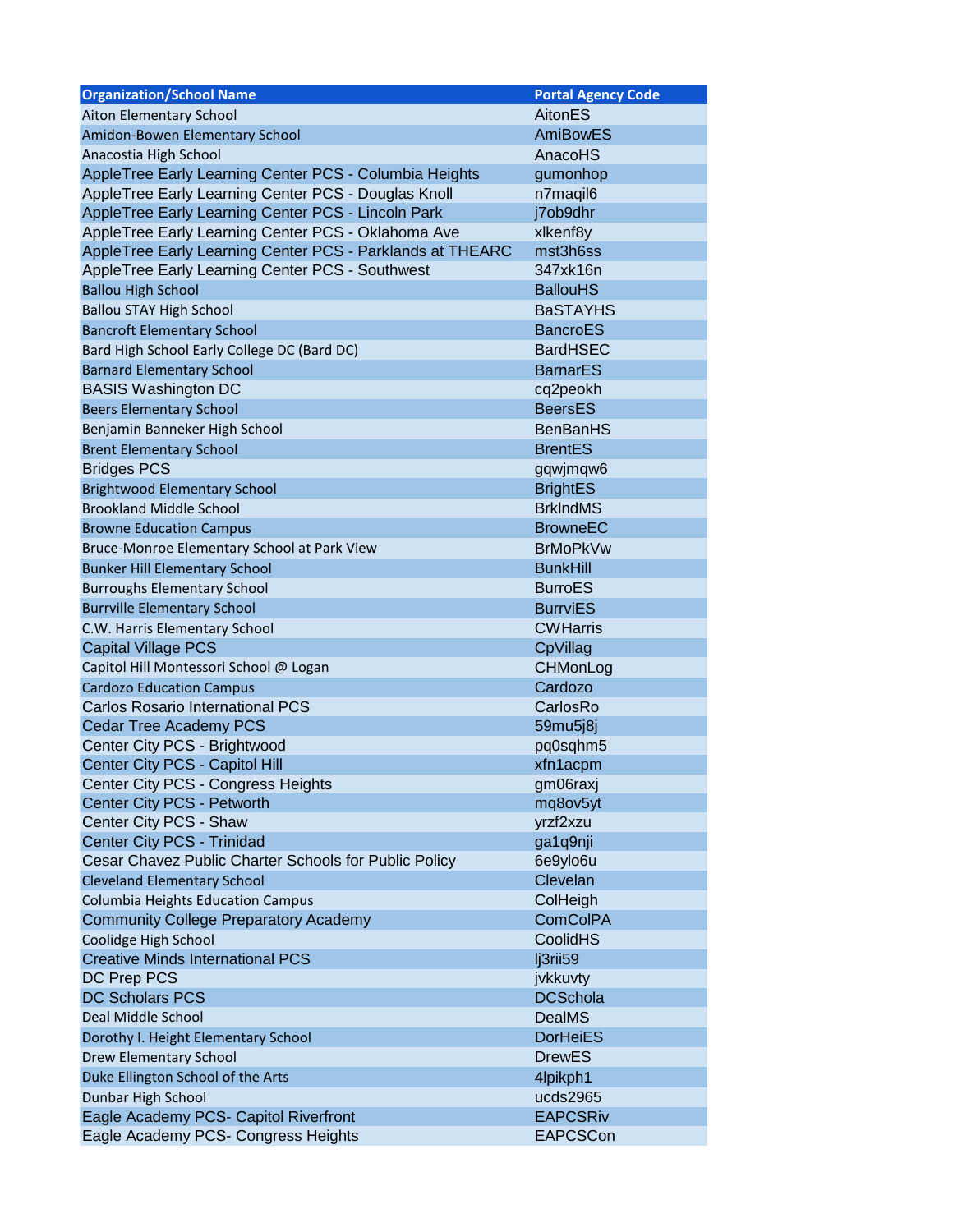| Organization/School Name | Portal Agency Code |
| --- | --- |
| Aiton Elementary School | AitonES |
| Amidon-Bowen Elementary School | AmiBowES |
| Anacostia High School | AnacoHS |
| AppleTree Early Learning Center PCS - Columbia Heights | gumonhop |
| AppleTree Early Learning Center PCS - Douglas Knoll | n7maqil6 |
| AppleTree Early Learning Center PCS - Lincoln Park | j7ob9dhr |
| AppleTree Early Learning Center PCS - Oklahoma Ave | xlkenf8y |
| AppleTree Early Learning Center PCS - Parklands at THEARC | mst3h6ss |
| AppleTree Early Learning Center PCS - Southwest | 347xk16n |
| Ballou High School | BallouHS |
| Ballou STAY High School | BaSTAYHS |
| Bancroft Elementary School | BancroES |
| Bard High School Early College DC (Bard DC) | BardHSEC |
| Barnard Elementary School | BarnarES |
| BASIS Washington DC | cq2peokh |
| Beers Elementary School | BeersES |
| Benjamin Banneker High School | BenBanHS |
| Brent Elementary School | BrentES |
| Bridges PCS | gqwjmqw6 |
| Brightwood Elementary School | BrightES |
| Brookland Middle School | BrklndMS |
| Browne Education Campus | BrowneEC |
| Bruce-Monroe Elementary School at Park View | BrMoPkVw |
| Bunker Hill Elementary School | BunkHill |
| Burroughs Elementary School | BurroES |
| Burrville Elementary School | BurrviES |
| C.W. Harris Elementary School | CWHarris |
| Capital Village PCS | CpVillag |
| Capitol Hill Montessori School @ Logan | CHMonLog |
| Cardozo Education Campus | Cardozo |
| Carlos Rosario International PCS | CarlosRo |
| Cedar Tree Academy PCS | 59mu5j8j |
| Center City PCS - Brightwood | pq0sqhm5 |
| Center City PCS - Capitol Hill | xfn1acpm |
| Center City PCS - Congress Heights | gm06raxj |
| Center City PCS - Petworth | mq8ov5yt |
| Center City PCS - Shaw | yrzf2xzu |
| Center City PCS - Trinidad | ga1q9nji |
| Cesar Chavez Public Charter Schools for Public Policy | 6e9ylo6u |
| Cleveland Elementary School | Clevelan |
| Columbia Heights Education Campus | ColHeigh |
| Community College Preparatory Academy | ComColPA |
| Coolidge High School | CoolidHS |
| Creative Minds International PCS | lj3rii59 |
| DC Prep PCS | jvkkuvty |
| DC Scholars PCS | DCSchola |
| Deal Middle School | DealMS |
| Dorothy I. Height Elementary School | DorHeiES |
| Drew Elementary School | DrewES |
| Duke Ellington School of the Arts | 4lpikph1 |
| Dunbar High School | ucds2965 |
| Eagle Academy PCS- Capitol Riverfront | EAPCSRiv |
| Eagle Academy PCS- Congress Heights | EAPCSCon |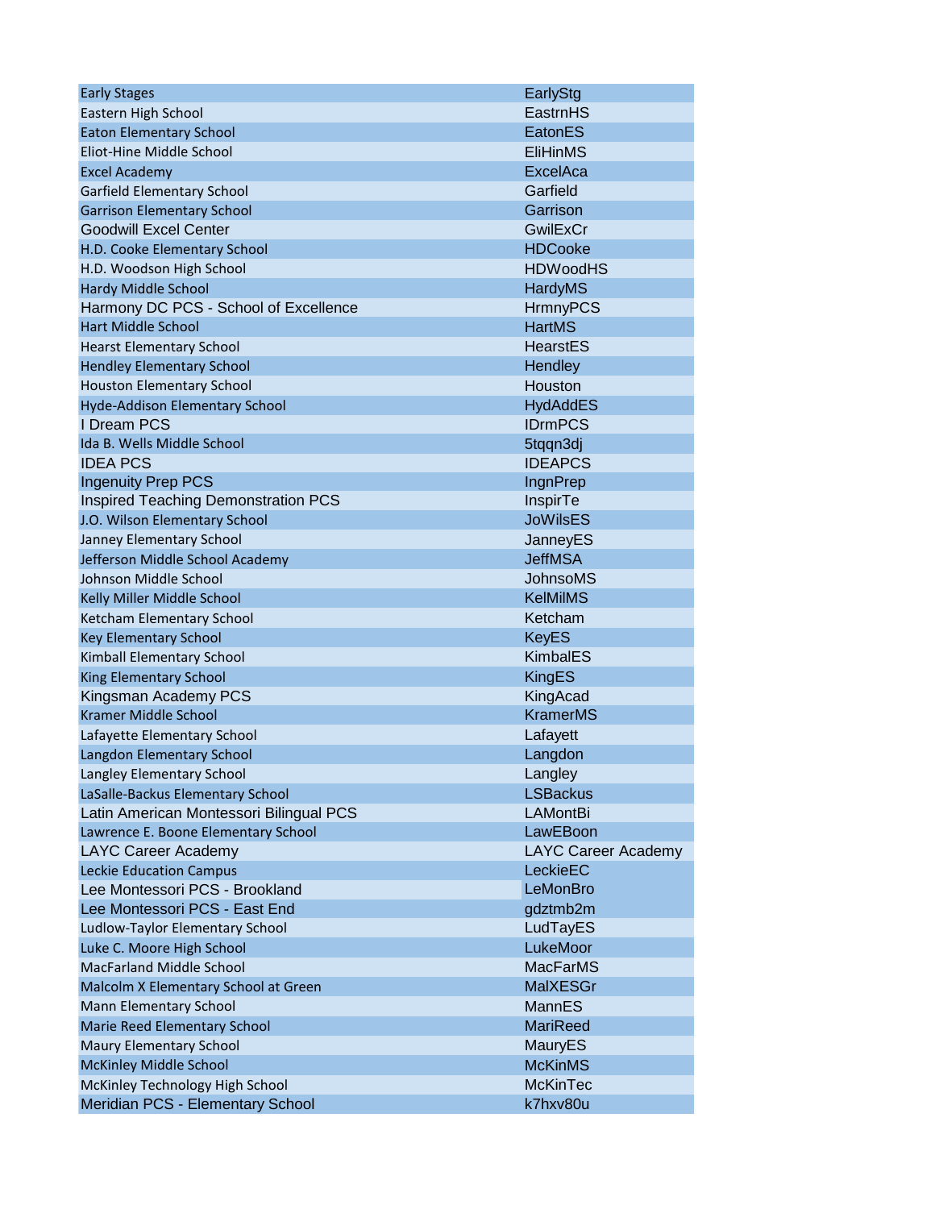| | |
|---|---|
| Early Stages | EarlyStg |
| Eastern High School | EastrnHS |
| Eaton Elementary School | EatonES |
| Eliot-Hine Middle School | EliHinMS |
| Excel Academy | ExcelAca |
| Garfield Elementary School | Garfield |
| Garrison Elementary School | Garrison |
| Goodwill Excel Center | GwilExCr |
| H.D. Cooke Elementary School | HDCooke |
| H.D. Woodson High School | HDWoodHS |
| Hardy Middle School | HardyMS |
| Harmony DC PCS - School of Excellence | HrmnyPCS |
| Hart Middle School | HartMS |
| Hearst Elementary School | HearstES |
| Hendley Elementary School | Hendley |
| Houston Elementary School | Houston |
| Hyde-Addison Elementary School | HydAddES |
| I Dream PCS | IDrmPCS |
| Ida B. Wells Middle School | 5tqqn3dj |
| IDEA PCS | IDEAPCS |
| Ingenuity Prep PCS | IngnPrep |
| Inspired Teaching Demonstration PCS | InspirTe |
| J.O. Wilson Elementary School | JoWilsES |
| Janney Elementary School | JanneyES |
| Jefferson Middle School Academy | JeffMSA |
| Johnson Middle School | JohnsoMS |
| Kelly Miller Middle School | KelMilMS |
| Ketcham Elementary School | Ketcham |
| Key Elementary School | KeyES |
| Kimball Elementary School | KimbalES |
| King Elementary School | KingES |
| Kingsman Academy PCS | KingAcad |
| Kramer Middle School | KramerMS |
| Lafayette Elementary School | Lafayett |
| Langdon Elementary School | Langdon |
| Langley Elementary School | Langley |
| LaSalle-Backus Elementary School | LSBackus |
| Latin American Montessori Bilingual PCS | LAMontBi |
| Lawrence E. Boone Elementary School | LawEBoon |
| LAYC Career Academy | LAYC Career Academy |
| Leckie Education Campus | LeckieEC |
| Lee Montessori PCS - Brookland | LeMonBro |
| Lee Montessori PCS - East End | gdztmb2m |
| Ludlow-Taylor Elementary School | LudTayES |
| Luke C. Moore High School | LukeMoor |
| MacFarland Middle School | MacFarMS |
| Malcolm X Elementary School at Green | MalXESGr |
| Mann Elementary School | MannES |
| Marie Reed Elementary School | MariReed |
| Maury Elementary School | MauryES |
| McKinley Middle School | McKinMS |
| McKinley Technology High School | McKinTec |
| Meridian PCS - Elementary School | k7hxv80u |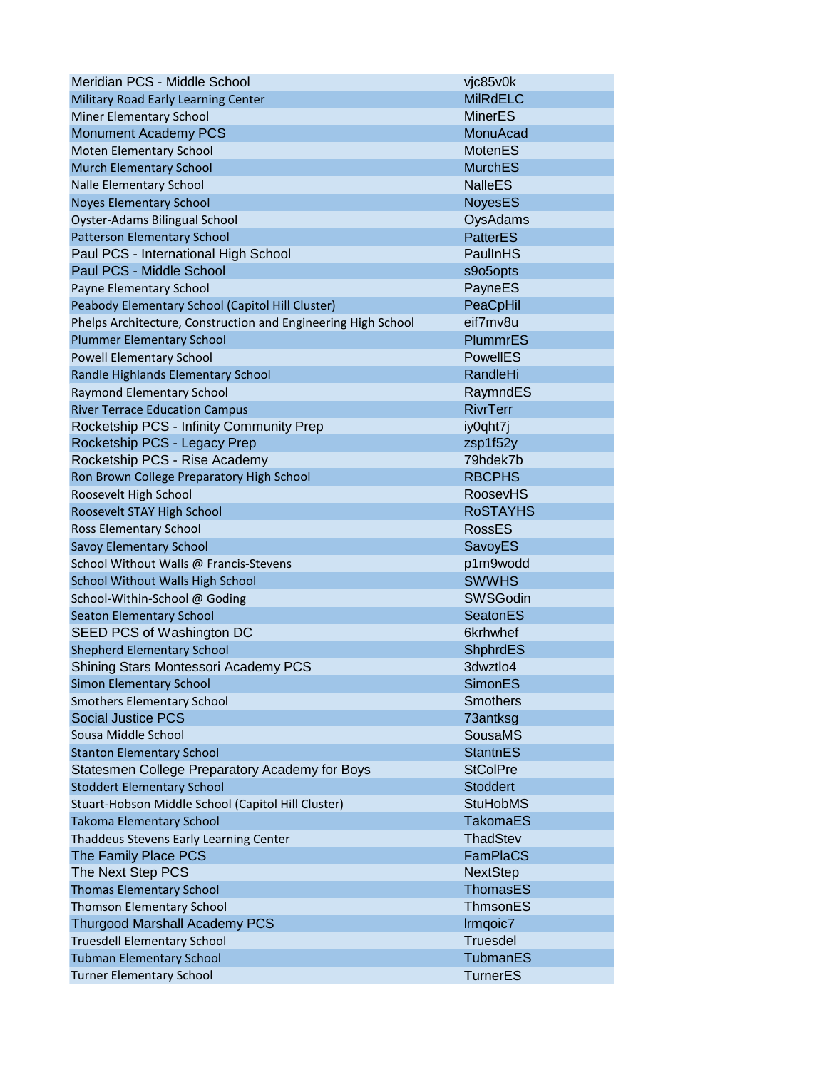| | |
|---|---|
| Meridian PCS - Middle School | vjc85v0k |
| Military Road Early Learning Center | MilRdELC |
| Miner Elementary School | MinerES |
| Monument Academy PCS | MonuAcad |
| Moten Elementary School | MotenES |
| Murch Elementary School | MurchES |
| Nalle Elementary School | NalleES |
| Noyes Elementary School | NoyesES |
| Oyster-Adams Bilingual School | OysAdams |
| Patterson Elementary School | PatterES |
| Paul PCS - International High School | PaulInHS |
| Paul PCS - Middle School | s9o5opts |
| Payne Elementary School | PayneES |
| Peabody Elementary School (Capitol Hill Cluster) | PeaCpHil |
| Phelps Architecture, Construction and Engineering High School | eif7mv8u |
| Plummer Elementary School | PlummrES |
| Powell Elementary School | PowellES |
| Randle Highlands Elementary School | RandleHi |
| Raymond Elementary School | RaymndES |
| River Terrace Education Campus | RivrTerr |
| Rocketship PCS - Infinity Community Prep | iy0qht7j |
| Rocketship PCS - Legacy Prep | zsp1f52y |
| Rocketship PCS - Rise Academy | 79hdek7b |
| Ron Brown College Preparatory High School | RBCPHS |
| Roosevelt High School | RoosevHS |
| Roosevelt STAY High School | RoSTAYHS |
| Ross Elementary School | RossES |
| Savoy Elementary School | SavoyES |
| School Without Walls @ Francis-Stevens | p1m9wodd |
| School Without Walls High School | SWWHS |
| School-Within-School @ Goding | SWSGodin |
| Seaton Elementary School | SeatonES |
| SEED PCS of Washington DC | 6krhwhef |
| Shepherd Elementary School | ShphrdES |
| Shining Stars Montessori Academy PCS | 3dwztlo4 |
| Simon Elementary School | SimonES |
| Smothers Elementary School | Smothers |
| Social Justice PCS | 73antksg |
| Sousa Middle School | SousaMS |
| Stanton Elementary School | StantnES |
| Statesmen College Preparatory Academy for Boys | StColPre |
| Stoddert Elementary School | Stoddert |
| Stuart-Hobson Middle School (Capitol Hill Cluster) | StuHobMS |
| Takoma Elementary School | TakomaES |
| Thaddeus Stevens Early Learning Center | ThadStev |
| The Family Place PCS | FamPlaCS |
| The Next Step PCS | NextStep |
| Thomas Elementary School | ThomasES |
| Thomson Elementary School | ThmsonES |
| Thurgood Marshall Academy PCS | lrmqoic7 |
| Truesdell Elementary School | Truesdel |
| Tubman Elementary School | TubmanES |
| Turner Elementary School | TurnerES |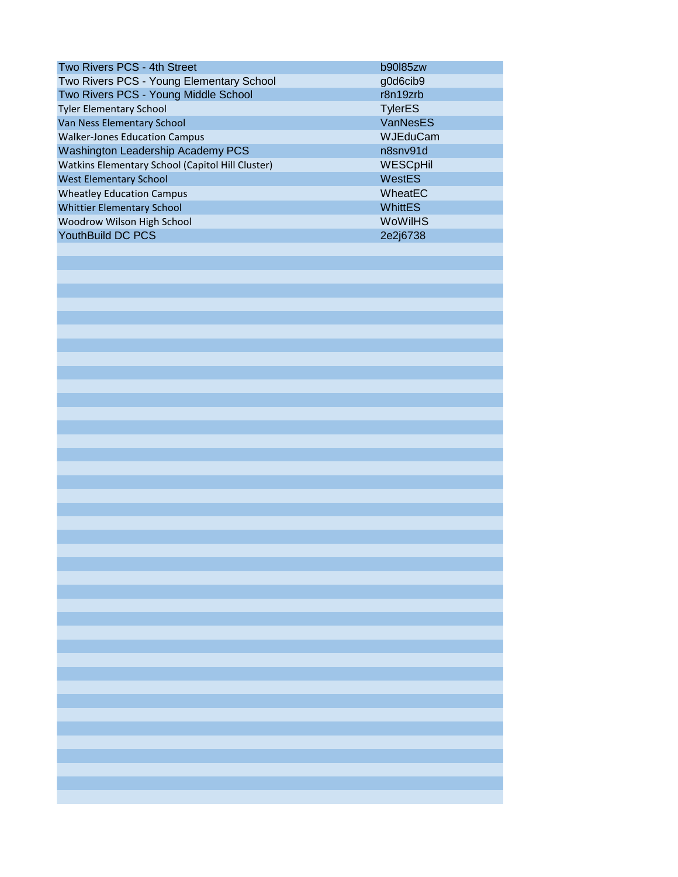| | |
|---|---|
| Two Rivers PCS - 4th Street | b90l85zw |
| Two Rivers PCS - Young Elementary School | g0d6cib9 |
| Two Rivers PCS - Young Middle School | r8n19zrb |
| Tyler Elementary School | TylerES |
| Van Ness Elementary School | VanNesES |
| Walker-Jones Education Campus | WJEduCam |
| Washington Leadership Academy PCS | n8snv91d |
| Watkins Elementary School (Capitol Hill Cluster) | WESCpHil |
| West Elementary School | WestES |
| Wheatley Education Campus | WheatEC |
| Whittier Elementary School | WhittES |
| Woodrow Wilson High School | WoWilHS |
| YouthBuild DC PCS | 2e2j6738 |